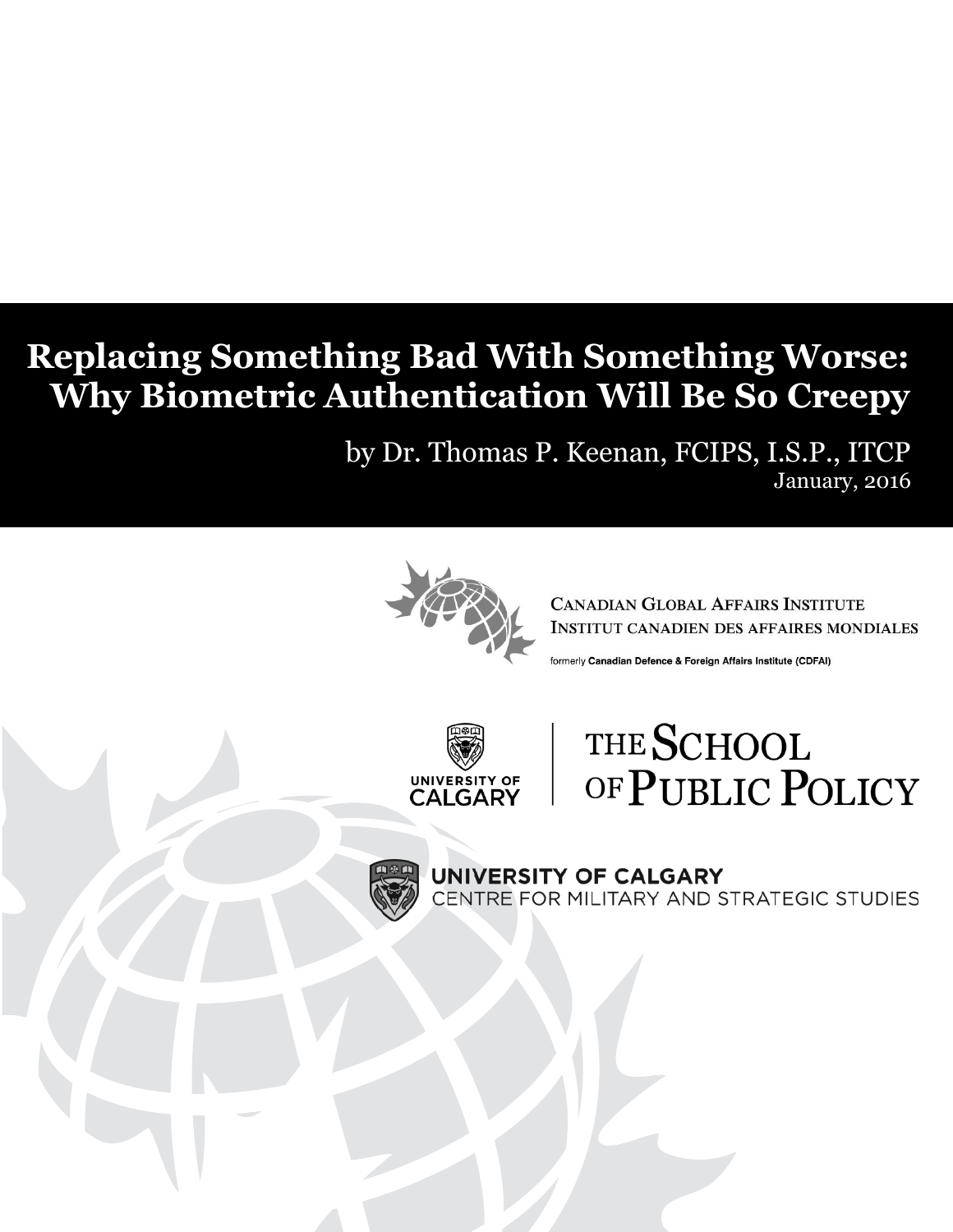# Replacing Something Bad With Something Worse: Why Biometric Authentication Will Be So Creepy

by Dr. Thomas P. Keenan, FCIPS, I.S.P., ITCP

January, 2016

CANADIAN GLOBAL AFFAIRS INSTITUTE
INSTITUT CANADIEN DES AFFAIRES MONDIALES

formerly **Canadian Defence & Foreign Affairs Institute (CDFAI)**

UNIVERSITY OF CALGARY | THE SCHOOL OF PUBLIC POLICY

UNIVERSITY OF CALGARY
CENTRE FOR MILITARY AND STRATEGIC STUDIES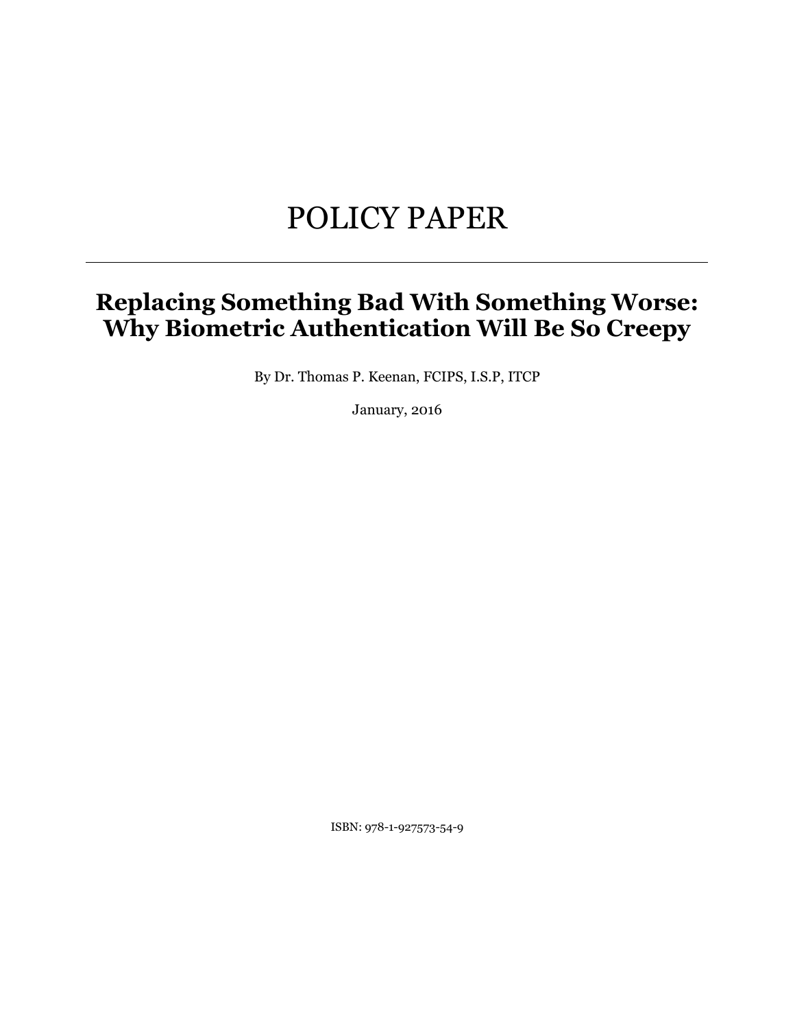# POLICY PAPER

---

## Replacing Something Bad With Something Worse: Why Biometric Authentication Will Be So Creepy

By Dr. Thomas P. Keenan, FCIPS, I.S.P, ITCP

January, 2016

ISBN: 978-1-927573-54-9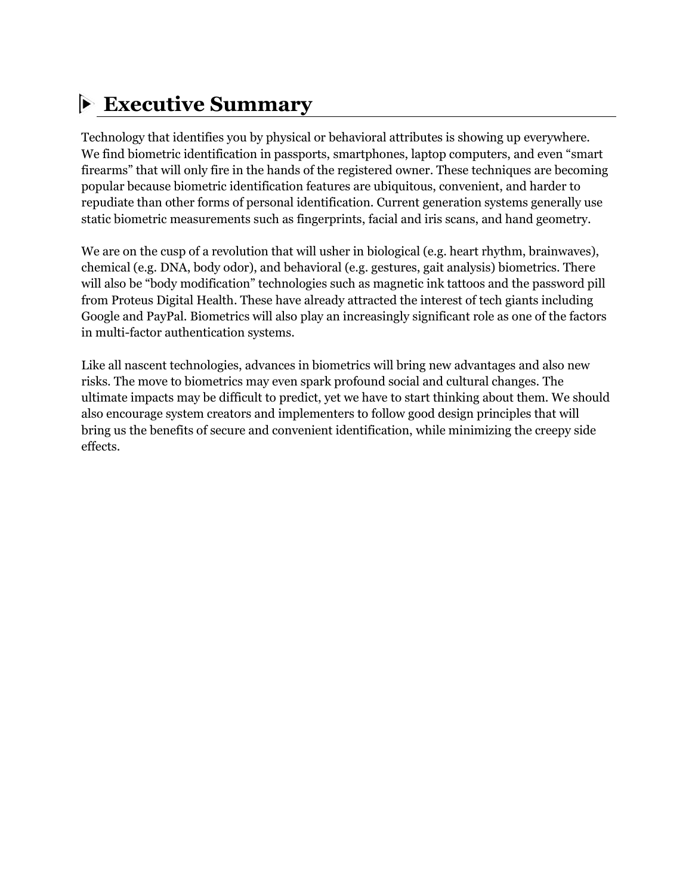# Executive Summary

Technology that identifies you by physical or behavioral attributes is showing up everywhere. We find biometric identification in passports, smartphones, laptop computers, and even "smart firearms" that will only fire in the hands of the registered owner. These techniques are becoming popular because biometric identification features are ubiquitous, convenient, and harder to repudiate than other forms of personal identification. Current generation systems generally use static biometric measurements such as fingerprints, facial and iris scans, and hand geometry.

We are on the cusp of a revolution that will usher in biological (e.g. heart rhythm, brainwaves), chemical (e.g. DNA, body odor), and behavioral (e.g. gestures, gait analysis) biometrics. There will also be "body modification" technologies such as magnetic ink tattoos and the password pill from Proteus Digital Health. These have already attracted the interest of tech giants including Google and PayPal. Biometrics will also play an increasingly significant role as one of the factors in multi-factor authentication systems.

Like all nascent technologies, advances in biometrics will bring new advantages and also new risks. The move to biometrics may even spark profound social and cultural changes. The ultimate impacts may be difficult to predict, yet we have to start thinking about them. We should also encourage system creators and implementers to follow good design principles that will bring us the benefits of secure and convenient identification, while minimizing the creepy side effects.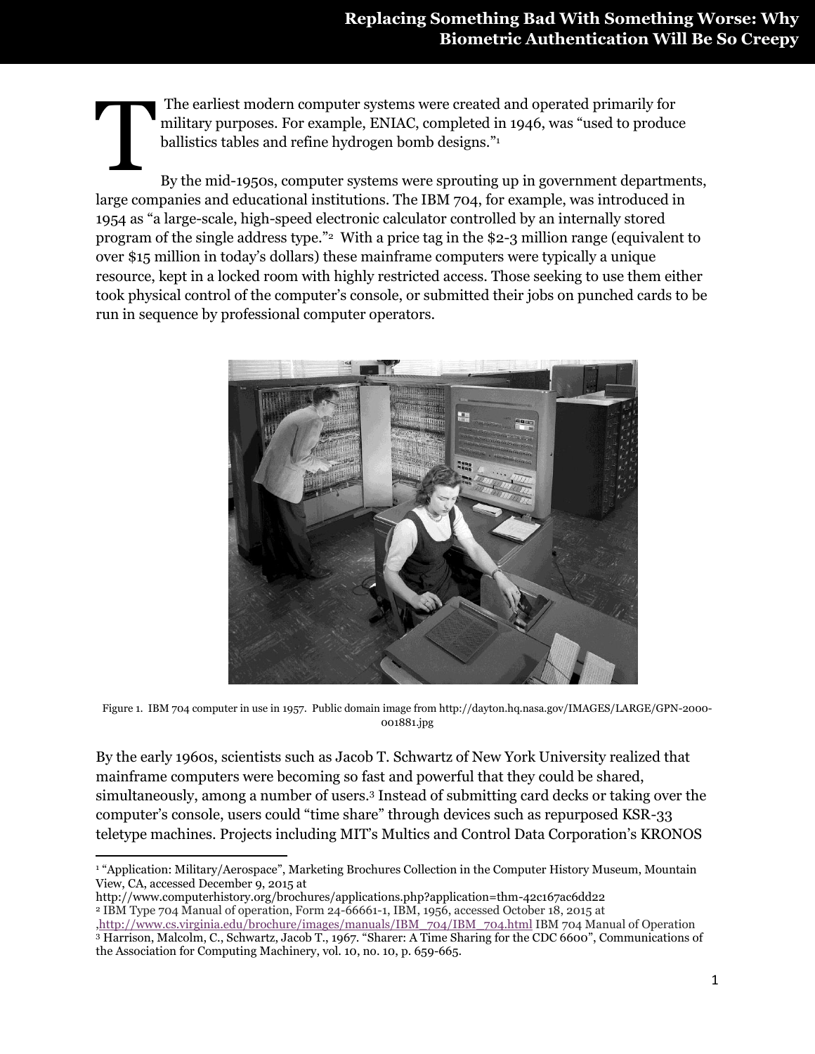The earliest modern computer systems were created and operated primarily for military purposes. For example, ENIAC, completed in 1946, was "used to produce ballistics tables and refine hydrogen bomb designs."[1]

By the mid-1950s, computer systems were sprouting up in government departments, large companies and educational institutions. The IBM 704, for example, was introduced in 1954 as "a large-scale, high-speed electronic calculator controlled by an internally stored program of the single address type."[2] With a price tag in the $2-3 million range (equivalent to over $15 million in today's dollars) these mainframe computers were typically a unique resource, kept in a locked room with highly restricted access. Those seeking to use them either took physical control of the computer's console, or submitted their jobs on punched cards to be run in sequence by professional computer operators.

Figure 1. IBM 704 computer in use in 1957. Public domain image from http://dayton.hq.nasa.gov/IMAGES/LARGE/GPN-2000-001881.jpg

By the early 1960s, scientists such as Jacob T. Schwartz of New York University realized that mainframe computers were becoming so fast and powerful that they could be shared, simultaneously, among a number of users.[3] Instead of submitting card decks or taking over the computer's console, users could "time share" through devices such as repurposed KSR-33 teletype machines. Projects including MIT's Multics and Control Data Corporation's KRONOS

---

[1] "Application: Military/Aerospace", Marketing Brochures Collection in the Computer History Museum, Mountain View, CA, accessed December 9, 2015 at http://www.computerhistory.org/brochures/applications.php?application=thm-42c167ac6dd22

[2] IBM Type 704 Manual of operation, Form 24-66661-1, IBM, 1956, accessed October 18, 2015 at ,http://www.cs.virginia.edu/brochure/images/manuals/IBM_704/IBM_704.html IBM 704 Manual of Operation

[3] Harrison, Malcolm, C., Schwartz, Jacob T., 1967. "Sharer: A Time Sharing for the CDC 6600", Communications of the Association for Computing Machinery, vol. 10, no. 10, p. 659-665.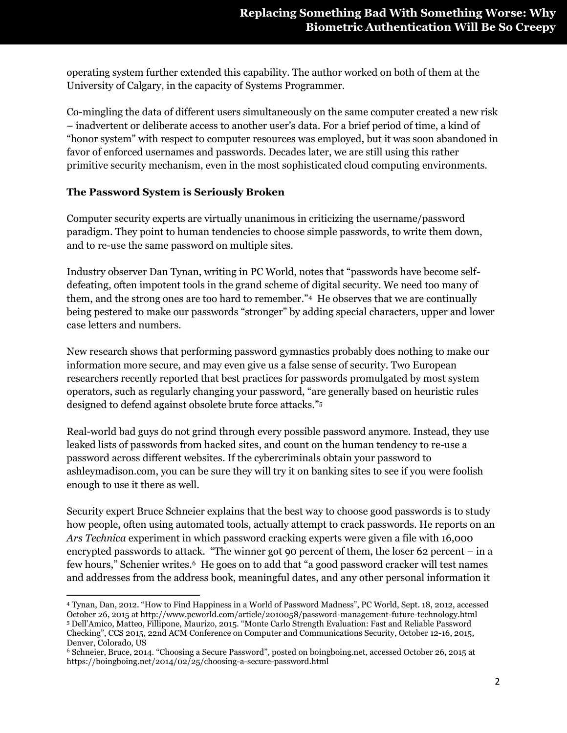operating system further extended this capability. The author worked on both of them at the University of Calgary, in the capacity of Systems Programmer.

Co-mingling the data of different users simultaneously on the same computer created a new risk – inadvertent or deliberate access to another user's data. For a brief period of time, a kind of "honor system" with respect to computer resources was employed, but it was soon abandoned in favor of enforced usernames and passwords. Decades later, we are still using this rather primitive security mechanism, even in the most sophisticated cloud computing environments.

### The Password System is Seriously Broken

Computer security experts are virtually unanimous in criticizing the username/password paradigm. They point to human tendencies to choose simple passwords, to write them down, and to re-use the same password on multiple sites.

Industry observer Dan Tynan, writing in PC World, notes that "passwords have become self-defeating, often impotent tools in the grand scheme of digital security. We need too many of them, and the strong ones are too hard to remember."[4] He observes that we are continually being pestered to make our passwords "stronger" by adding special characters, upper and lower case letters and numbers.

New research shows that performing password gymnastics probably does nothing to make our information more secure, and may even give us a false sense of security. Two European researchers recently reported that best practices for passwords promulgated by most system operators, such as regularly changing your password, "are generally based on heuristic rules designed to defend against obsolete brute force attacks."[5]

Real-world bad guys do not grind through every possible password anymore. Instead, they use leaked lists of passwords from hacked sites, and count on the human tendency to re-use a password across different websites. If the cybercriminals obtain your password to ashleymadison.com, you can be sure they will try it on banking sites to see if you were foolish enough to use it there as well.

Security expert Bruce Schneier explains that the best way to choose good passwords is to study how people, often using automated tools, actually attempt to crack passwords. He reports on an *Ars Technica* experiment in which password cracking experts were given a file with 16,000 encrypted passwords to attack. "The winner got 90 percent of them, the loser 62 percent – in a few hours," Schenier writes.[6] He goes on to add that "a good password cracker will test names and addresses from the address book, meaningful dates, and any other personal information it

---

[4] Tynan, Dan, 2012. "How to Find Happiness in a World of Password Madness", PC World, Sept. 18, 2012, accessed October 26, 2015 at http://www.pcworld.com/article/2010058/password-management-future-technology.html

[5] Dell'Amico, Matteo, Fillipone, Maurizo, 2015. "Monte Carlo Strength Evaluation: Fast and Reliable Password Checking", CCS 2015, 22nd ACM Conference on Computer and Communications Security, October 12-16, 2015, Denver, Colorado, US

[6] Schneier, Bruce, 2014. "Choosing a Secure Password", posted on boingboing.net, accessed October 26, 2015 at https://boingboing.net/2014/02/25/choosing-a-secure-password.html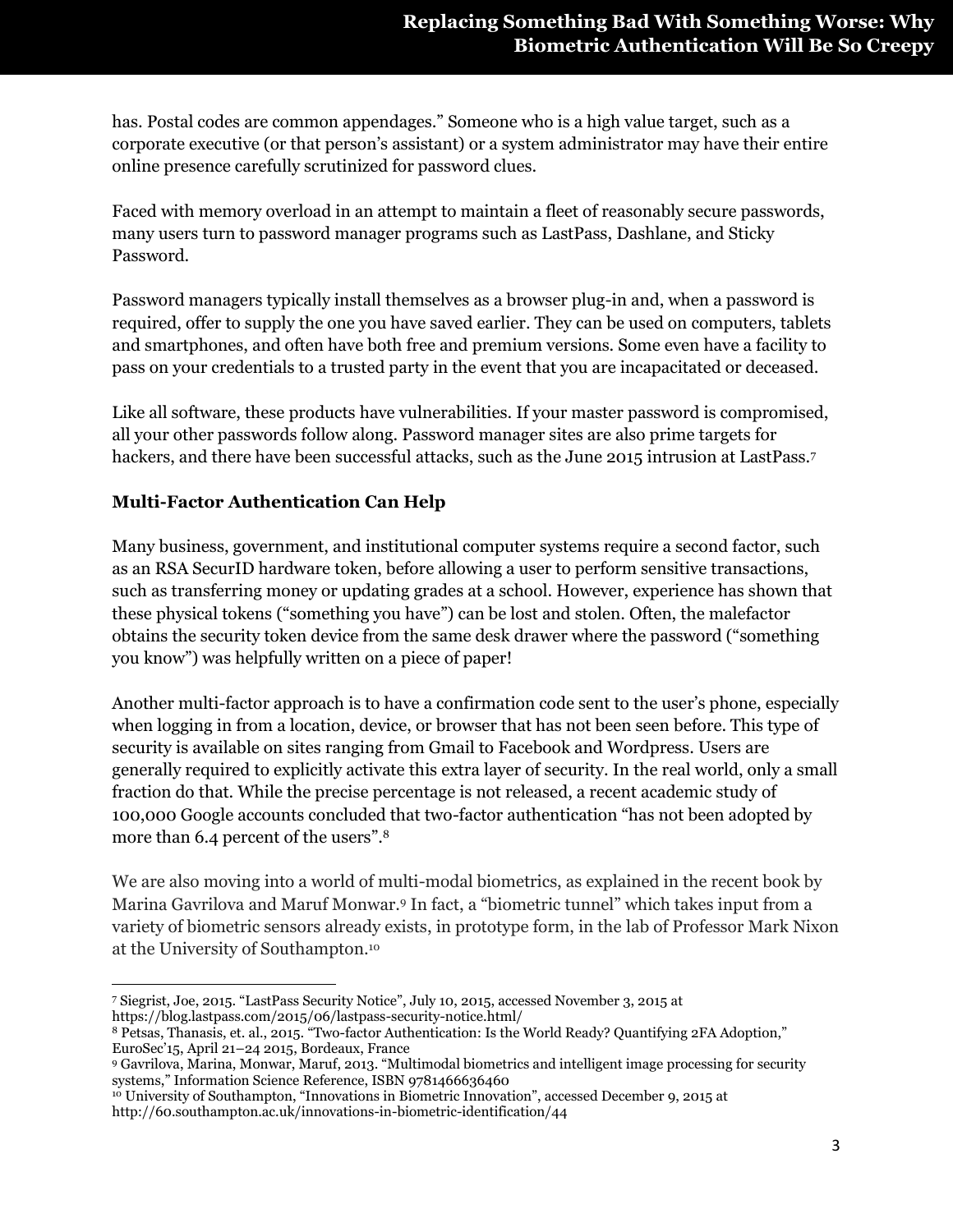has. Postal codes are common appendages." Someone who is a high value target, such as a corporate executive (or that person's assistant) or a system administrator may have their entire online presence carefully scrutinized for password clues.

Faced with memory overload in an attempt to maintain a fleet of reasonably secure passwords, many users turn to password manager programs such as LastPass, Dashlane, and Sticky Password.

Password managers typically install themselves as a browser plug-in and, when a password is required, offer to supply the one you have saved earlier. They can be used on computers, tablets and smartphones, and often have both free and premium versions. Some even have a facility to pass on your credentials to a trusted party in the event that you are incapacitated or deceased.

Like all software, these products have vulnerabilities. If your master password is compromised, all your other passwords follow along. Password manager sites are also prime targets for hackers, and there have been successful attacks, such as the June 2015 intrusion at LastPass.[7]

**Multi-Factor Authentication Can Help**

Many business, government, and institutional computer systems require a second factor, such as an RSA SecurID hardware token, before allowing a user to perform sensitive transactions, such as transferring money or updating grades at a school. However, experience has shown that these physical tokens ("something you have") can be lost and stolen. Often, the malefactor obtains the security token device from the same desk drawer where the password ("something you know") was helpfully written on a piece of paper!

Another multi-factor approach is to have a confirmation code sent to the user's phone, especially when logging in from a location, device, or browser that has not been seen before. This type of security is available on sites ranging from Gmail to Facebook and Wordpress. Users are generally required to explicitly activate this extra layer of security. In the real world, only a small fraction do that. While the precise percentage is not released, a recent academic study of 100,000 Google accounts concluded that two-factor authentication "has not been adopted by more than 6.4 percent of the users".[8]

We are also moving into a world of multi-modal biometrics, as explained in the recent book by Marina Gavrilova and Maruf Monwar.[9] In fact, a "biometric tunnel" which takes input from a variety of biometric sensors already exists, in prototype form, in the lab of Professor Mark Nixon at the University of Southampton.[10]

---

[7] Siegrist, Joe, 2015. "LastPass Security Notice", July 10, 2015, accessed November 3, 2015 at https://blog.lastpass.com/2015/06/lastpass-security-notice.html/

[8] Petsas, Thanasis, et. al., 2015. "Two-factor Authentication: Is the World Ready? Quantifying 2FA Adoption," EuroSec'15, April 21–24 2015, Bordeaux, France

[9] Gavrilova, Marina, Monwar, Maruf, 2013. "Multimodal biometrics and intelligent image processing for security systems," Information Science Reference, ISBN 9781466636460

[10] University of Southampton, "Innovations in Biometric Innovation", accessed December 9, 2015 at http://60.southampton.ac.uk/innovations-in-biometric-identification/44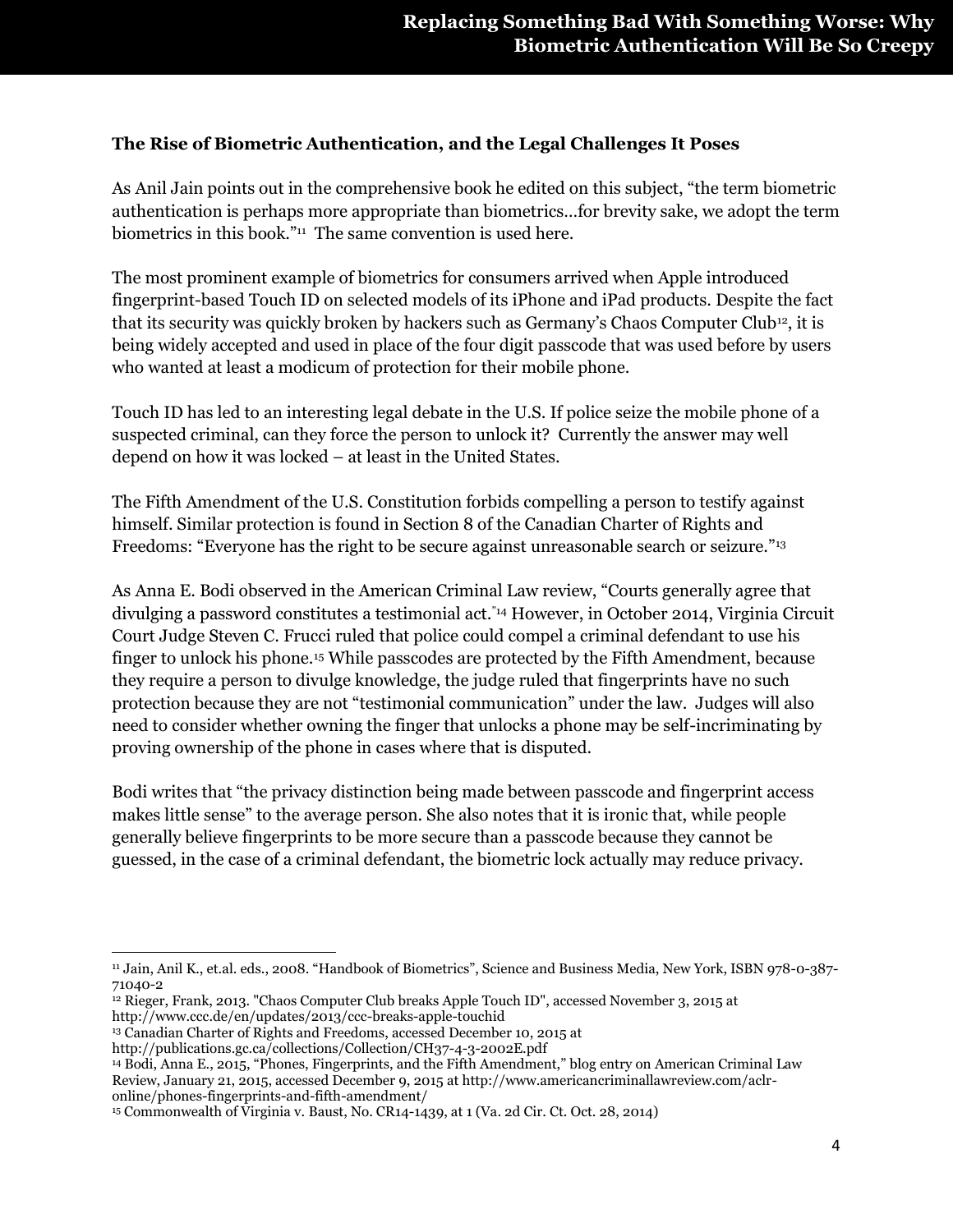### The Rise of Biometric Authentication, and the Legal Challenges It Poses

As Anil Jain points out in the comprehensive book he edited on this subject, "the term biometric authentication is perhaps more appropriate than biometrics…for brevity sake, we adopt the term biometrics in this book."[11] The same convention is used here.

The most prominent example of biometrics for consumers arrived when Apple introduced fingerprint-based Touch ID on selected models of its iPhone and iPad products. Despite the fact that its security was quickly broken by hackers such as Germany's Chaos Computer Club[12], it is being widely accepted and used in place of the four digit passcode that was used before by users who wanted at least a modicum of protection for their mobile phone.

Touch ID has led to an interesting legal debate in the U.S. If police seize the mobile phone of a suspected criminal, can they force the person to unlock it? Currently the answer may well depend on how it was locked – at least in the United States.

The Fifth Amendment of the U.S. Constitution forbids compelling a person to testify against himself. Similar protection is found in Section 8 of the Canadian Charter of Rights and Freedoms: "Everyone has the right to be secure against unreasonable search or seizure."[13]

As Anna E. Bodi observed in the American Criminal Law review, "Courts generally agree that divulging a password constitutes a testimonial act."[14] However, in October 2014, Virginia Circuit Court Judge Steven C. Frucci ruled that police could compel a criminal defendant to use his finger to unlock his phone.[15] While passcodes are protected by the Fifth Amendment, because they require a person to divulge knowledge, the judge ruled that fingerprints have no such protection because they are not "testimonial communication" under the law. Judges will also need to consider whether owning the finger that unlocks a phone may be self-incriminating by proving ownership of the phone in cases where that is disputed.

Bodi writes that "the privacy distinction being made between passcode and fingerprint access makes little sense" to the average person. She also notes that it is ironic that, while people generally believe fingerprints to be more secure than a passcode because they cannot be guessed, in the case of a criminal defendant, the biometric lock actually may reduce privacy.

---

[11] Jain, Anil K., et.al. eds., 2008. "Handbook of Biometrics", Science and Business Media, New York, ISBN 978-0-387-71040-2

[12] Rieger, Frank, 2013. "Chaos Computer Club breaks Apple Touch ID", accessed November 3, 2015 at http://www.ccc.de/en/updates/2013/ccc-breaks-apple-touchid

[13] Canadian Charter of Rights and Freedoms, accessed December 10, 2015 at http://publications.gc.ca/collections/Collection/CH37-4-3-2002E.pdf

[14] Bodi, Anna E., 2015, "Phones, Fingerprints, and the Fifth Amendment," blog entry on American Criminal Law Review, January 21, 2015, accessed December 9, 2015 at http://www.americancriminallawreview.com/aclr-online/phones-fingerprints-and-fifth-amendment/

[15] Commonwealth of Virginia v. Baust, No. CR14-1439, at 1 (Va. 2d Cir. Ct. Oct. 28, 2014)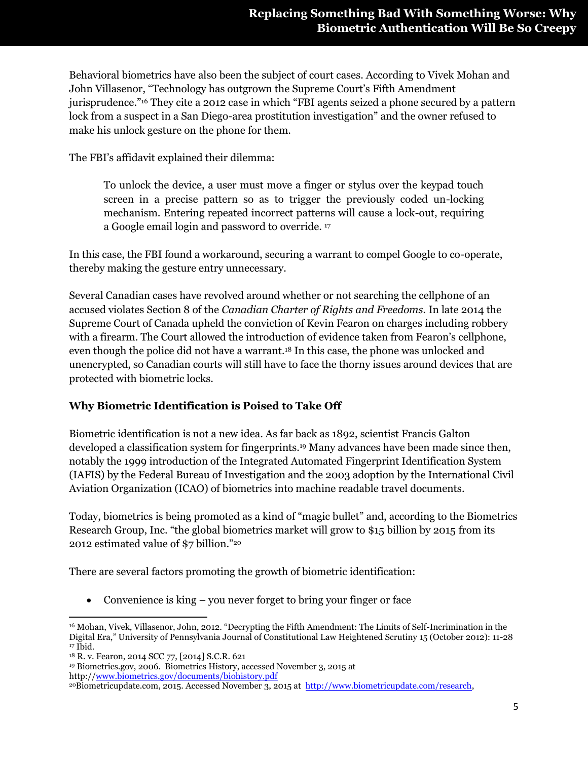Behavioral biometrics have also been the subject of court cases. According to Vivek Mohan and John Villasenor, "Technology has outgrown the Supreme Court's Fifth Amendment jurisprudence."[16] They cite a 2012 case in which "FBI agents seized a phone secured by a pattern lock from a suspect in a San Diego-area prostitution investigation" and the owner refused to make his unlock gesture on the phone for them.

The FBI's affidavit explained their dilemma:

> To unlock the device, a user must move a finger or stylus over the keypad touch screen in a precise pattern so as to trigger the previously coded un-locking mechanism. Entering repeated incorrect patterns will cause a lock-out, requiring a Google email login and password to override. [17]

In this case, the FBI found a workaround, securing a warrant to compel Google to co-operate, thereby making the gesture entry unnecessary.

Several Canadian cases have revolved around whether or not searching the cellphone of an accused violates Section 8 of the *Canadian Charter of Rights and Freedoms*. In late 2014 the Supreme Court of Canada upheld the conviction of Kevin Fearon on charges including robbery with a firearm. The Court allowed the introduction of evidence taken from Fearon's cellphone, even though the police did not have a warrant.[18] In this case, the phone was unlocked and unencrypted, so Canadian courts will still have to face the thorny issues around devices that are protected with biometric locks.

**Why Biometric Identification is Poised to Take Off**

Biometric identification is not a new idea. As far back as 1892, scientist Francis Galton developed a classification system for fingerprints.[19] Many advances have been made since then, notably the 1999 introduction of the Integrated Automated Fingerprint Identification System (IAFIS) by the Federal Bureau of Investigation and the 2003 adoption by the International Civil Aviation Organization (ICAO) of biometrics into machine readable travel documents.

Today, biometrics is being promoted as a kind of "magic bullet" and, according to the Biometrics Research Group, Inc. "the global biometrics market will grow to $15 billion by 2015 from its 2012 estimated value of $7 billion."[20]

There are several factors promoting the growth of biometric identification:

- Convenience is king – you never forget to bring your finger or face

---

[16] Mohan, Vivek, Villasenor, John, 2012. "Decrypting the Fifth Amendment: The Limits of Self-Incrimination in the Digital Era," University of Pennsylvania Journal of Constitutional Law Heightened Scrutiny 15 (October 2012): 11-28
[17] Ibid.
[18] R. v. Fearon, 2014 SCC 77, [2014] S.C.R. 621
[19] Biometrics.gov, 2006. Biometrics History, accessed November 3, 2015 at http://www.biometrics.gov/documents/biohistory.pdf
[20] Biometricupdate.com, 2015. Accessed November 3, 2015 at http://www.biometricupdate.com/research,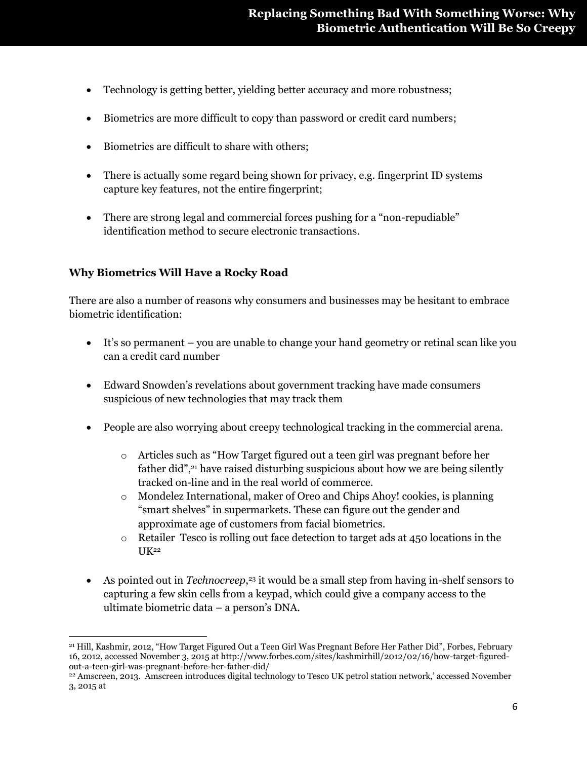- Technology is getting better, yielding better accuracy and more robustness;
- Biometrics are more difficult to copy than password or credit card numbers;
- Biometrics are difficult to share with others;
- There is actually some regard being shown for privacy, e.g. fingerprint ID systems capture key features, not the entire fingerprint;
- There are strong legal and commercial forces pushing for a "non-repudiable" identification method to secure electronic transactions.

**Why Biometrics Will Have a Rocky Road**

There are also a number of reasons why consumers and businesses may be hesitant to embrace biometric identification:

- It's so permanent – you are unable to change your hand geometry or retinal scan like you can a credit card number
- Edward Snowden's revelations about government tracking have made consumers suspicious of new technologies that may track them
- People are also worrying about creepy technological tracking in the commercial arena.
  - Articles such as "How Target figured out a teen girl was pregnant before her father did",[21] have raised disturbing suspicious about how we are being silently tracked on-line and in the real world of commerce.
  - Mondelez International, maker of Oreo and Chips Ahoy! cookies, is planning "smart shelves" in supermarkets. These can figure out the gender and approximate age of customers from facial biometrics.
  - Retailer Tesco is rolling out face detection to target ads at 450 locations in the UK[22]
- As pointed out in *Technocreep*,[23] it would be a small step from having in-shelf sensors to capturing a few skin cells from a keypad, which could give a company access to the ultimate biometric data – a person's DNA.

---

[21] Hill, Kashmir, 2012, "How Target Figured Out a Teen Girl Was Pregnant Before Her Father Did", Forbes, February 16, 2012, accessed November 3, 2015 at http://www.forbes.com/sites/kashmirhill/2012/02/16/how-target-figured-out-a-teen-girl-was-pregnant-before-her-father-did/

[22] Amscreen, 2013. Amscreen introduces digital technology to Tesco UK petrol station network,' accessed November 3, 2015 at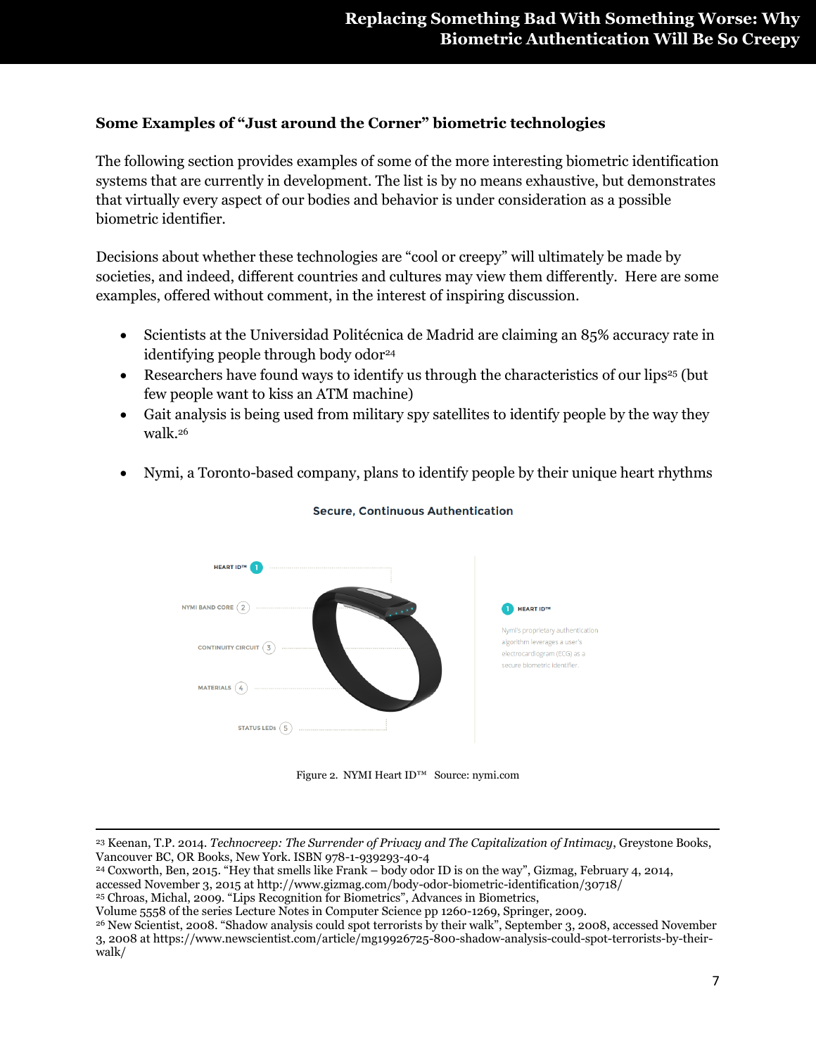### Some Examples of "Just around the Corner" biometric technologies

The following section provides examples of some of the more interesting biometric identification systems that are currently in development. The list is by no means exhaustive, but demonstrates that virtually every aspect of our bodies and behavior is under consideration as a possible biometric identifier.

Decisions about whether these technologies are "cool or creepy" will ultimately be made by societies, and indeed, different countries and cultures may view them differently. Here are some examples, offered without comment, in the interest of inspiring discussion.

- Scientists at the Universidad Politécnica de Madrid are claiming an 85% accuracy rate in identifying people through body odor[24]
- Researchers have found ways to identify us through the characteristics of our lips[25] (but few people want to kiss an ATM machine)
- Gait analysis is being used from military spy satellites to identify people by the way they walk.[26]
- Nymi, a Toronto-based company, plans to identify people by their unique heart rhythms

Figure 2. NYMI Heart ID™ Source: nymi.com

---

[23] Keenan, T.P. 2014. *Technocreep: The Surrender of Privacy and The Capitalization of Intimacy*, Greystone Books, Vancouver BC, OR Books, New York. ISBN 978-1-939293-40-4

[24] Coxworth, Ben, 2015. "Hey that smells like Frank – body odor ID is on the way", Gizmag, February 4, 2014, accessed November 3, 2015 at http://www.gizmag.com/body-odor-biometric-identification/30718/

[25] Chroas, Michal, 2009. "Lips Recognition for Biometrics", Advances in Biometrics, Volume 5558 of the series Lecture Notes in Computer Science pp 1260-1269, Springer, 2009.

[26] New Scientist, 2008. "Shadow analysis could spot terrorists by their walk", September 3, 2008, accessed November 3, 2008 at https://www.newscientist.com/article/mg19926725-800-shadow-analysis-could-spot-terrorists-by-their-walk/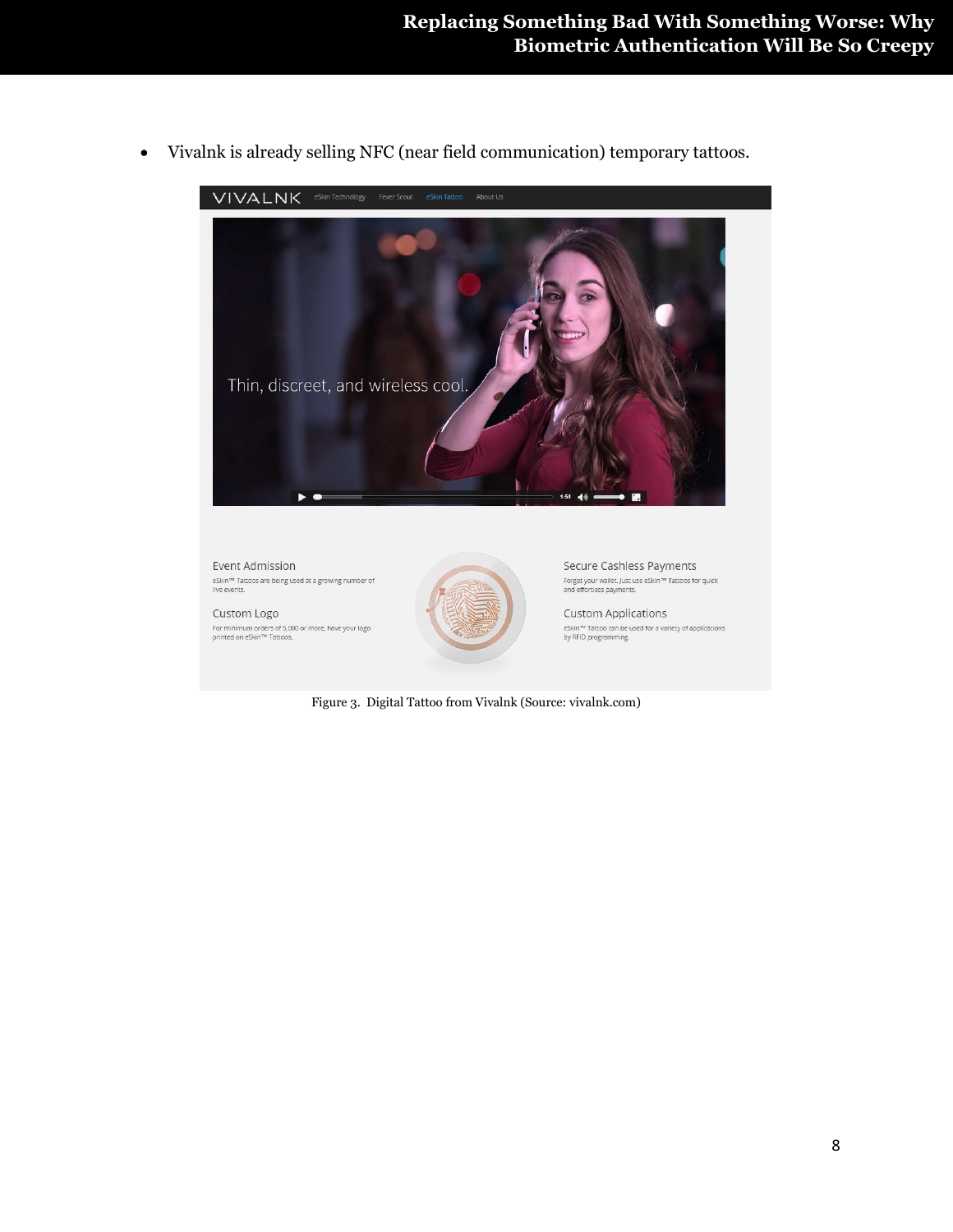- Vivalnk is already selling NFC (near field communication) temporary tattoos.

Figure 3. Digital Tattoo from Vivalnk (Source: vivalnk.com)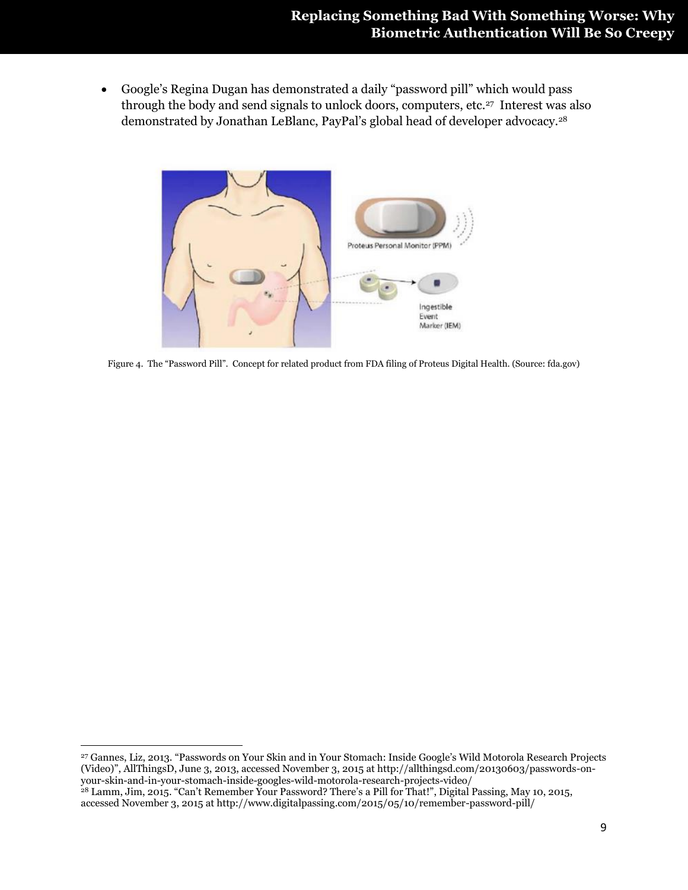- Google's Regina Dugan has demonstrated a daily "password pill" which would pass through the body and send signals to unlock doors, computers, etc.[27] Interest was also demonstrated by Jonathan LeBlanc, PayPal's global head of developer advocacy.[28]

Figure 4. The "Password Pill". Concept for related product from FDA filing of Proteus Digital Health. (Source: fda.gov)

[27] Gannes, Liz, 2013. "Passwords on Your Skin and in Your Stomach: Inside Google's Wild Motorola Research Projects (Video)", AllThingsD, June 3, 2013, accessed November 3, 2015 at http://allthingsd.com/20130603/passwords-on-your-skin-and-in-your-stomach-inside-googles-wild-motorola-research-projects-video/

[28] Lamm, Jim, 2015. "Can't Remember Your Password? There's a Pill for That!", Digital Passing, May 10, 2015, accessed November 3, 2015 at http://www.digitalpassing.com/2015/05/10/remember-password-pill/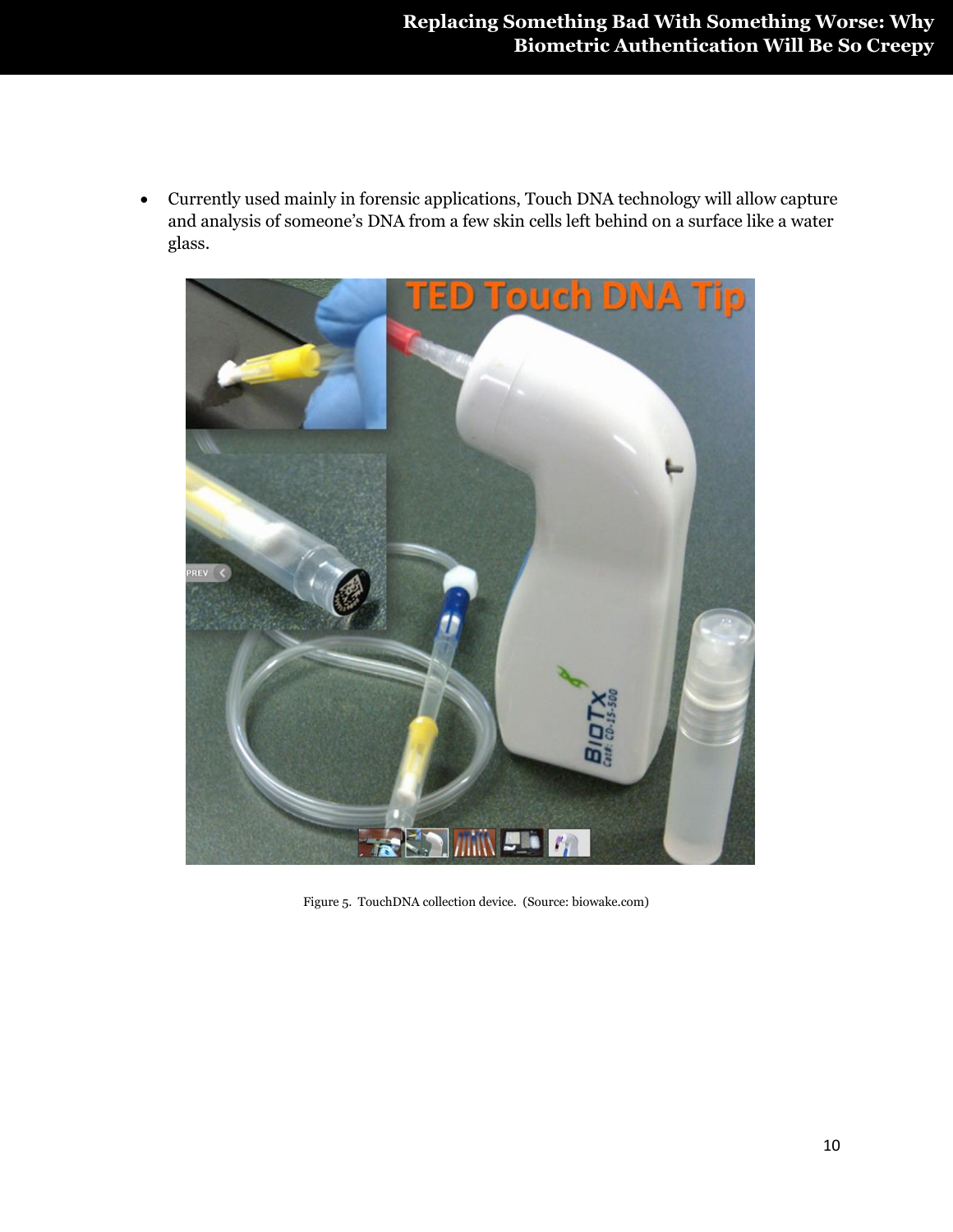- Currently used mainly in forensic applications, Touch DNA technology will allow capture and analysis of someone's DNA from a few skin cells left behind on a surface like a water glass.

Figure 5. TouchDNA collection device. (Source: biowake.com)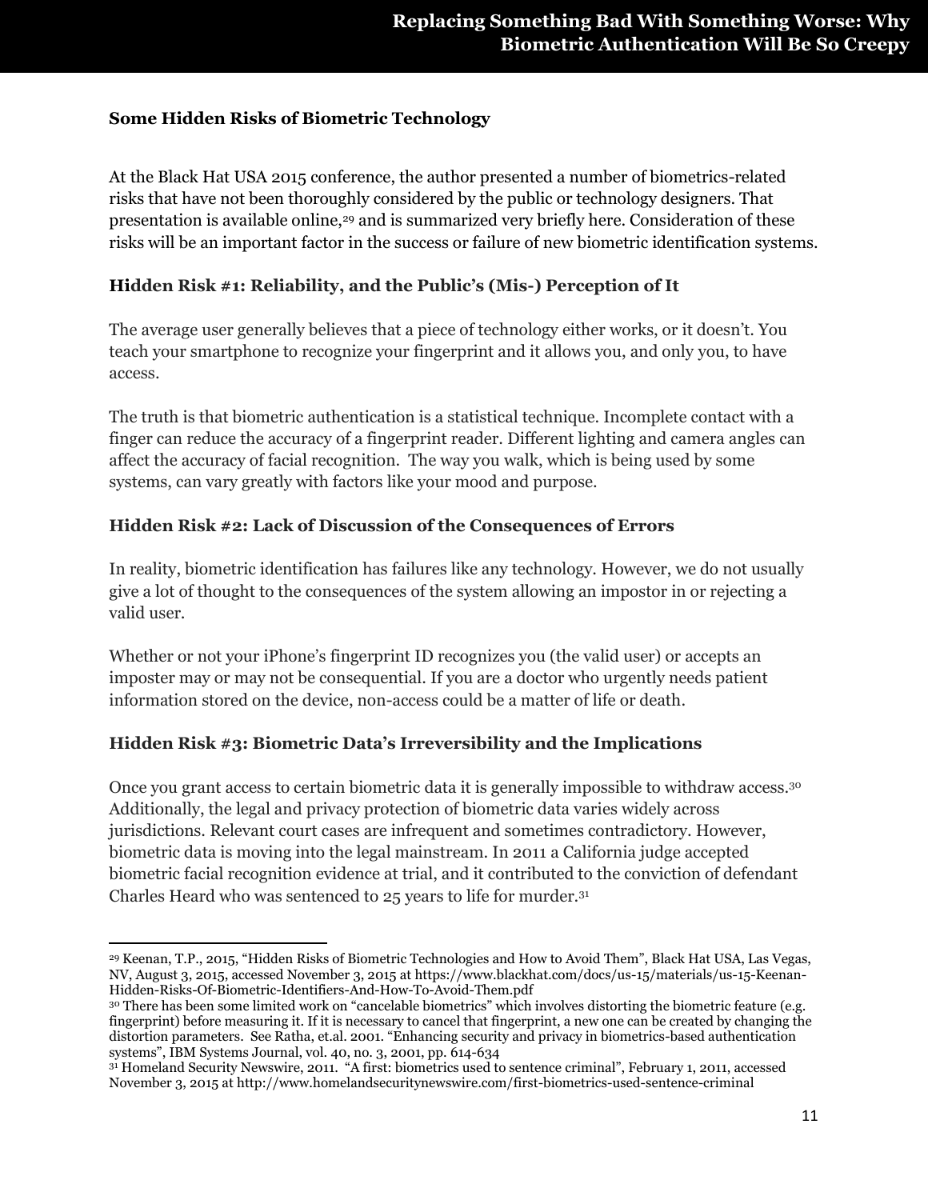### Some Hidden Risks of Biometric Technology

At the Black Hat USA 2015 conference, the author presented a number of biometrics-related risks that have not been thoroughly considered by the public or technology designers. That presentation is available online,[29] and is summarized very briefly here. Consideration of these risks will be an important factor in the success or failure of new biometric identification systems.

### Hidden Risk #1: Reliability, and the Public's (Mis-) Perception of It

The average user generally believes that a piece of technology either works, or it doesn't. You teach your smartphone to recognize your fingerprint and it allows you, and only you, to have access.

The truth is that biometric authentication is a statistical technique. Incomplete contact with a finger can reduce the accuracy of a fingerprint reader. Different lighting and camera angles can affect the accuracy of facial recognition. The way you walk, which is being used by some systems, can vary greatly with factors like your mood and purpose.

### Hidden Risk #2: Lack of Discussion of the Consequences of Errors

In reality, biometric identification has failures like any technology. However, we do not usually give a lot of thought to the consequences of the system allowing an impostor in or rejecting a valid user.

Whether or not your iPhone's fingerprint ID recognizes you (the valid user) or accepts an imposter may or may not be consequential. If you are a doctor who urgently needs patient information stored on the device, non-access could be a matter of life or death.

### Hidden Risk #3: Biometric Data's Irreversibility and the Implications

Once you grant access to certain biometric data it is generally impossible to withdraw access.[30] Additionally, the legal and privacy protection of biometric data varies widely across jurisdictions. Relevant court cases are infrequent and sometimes contradictory. However, biometric data is moving into the legal mainstream. In 2011 a California judge accepted biometric facial recognition evidence at trial, and it contributed to the conviction of defendant Charles Heard who was sentenced to 25 years to life for murder.[31]

---

[29] Keenan, T.P., 2015, "Hidden Risks of Biometric Technologies and How to Avoid Them", Black Hat USA, Las Vegas, NV, August 3, 2015, accessed November 3, 2015 at https://www.blackhat.com/docs/us-15/materials/us-15-Keenan-Hidden-Risks-Of-Biometric-Identifiers-And-How-To-Avoid-Them.pdf

[30] There has been some limited work on "cancelable biometrics" which involves distorting the biometric feature (e.g. fingerprint) before measuring it. If it is necessary to cancel that fingerprint, a new one can be created by changing the distortion parameters. See Ratha, et.al. 2001. "Enhancing security and privacy in biometrics-based authentication systems", IBM Systems Journal, vol. 40, no. 3, 2001, pp. 614-634

[31] Homeland Security Newswire, 2011. "A first: biometrics used to sentence criminal", February 1, 2011, accessed November 3, 2015 at http://www.homelandsecuritynewswire.com/first-biometrics-used-sentence-criminal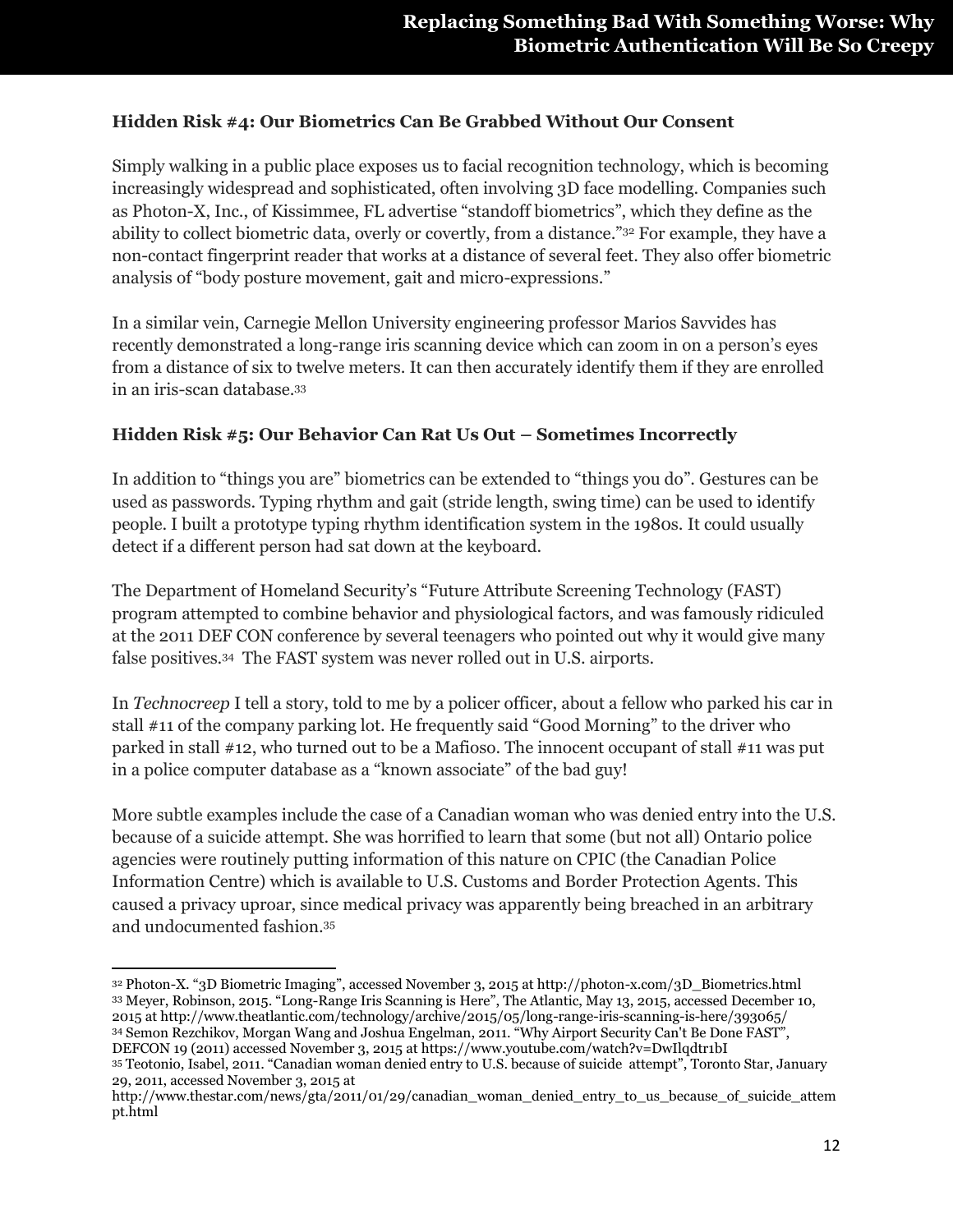### Hidden Risk #4: Our Biometrics Can Be Grabbed Without Our Consent

Simply walking in a public place exposes us to facial recognition technology, which is becoming increasingly widespread and sophisticated, often involving 3D face modelling. Companies such as Photon-X, Inc., of Kissimmee, FL advertise "standoff biometrics", which they define as the ability to collect biometric data, overly or covertly, from a distance."[32] For example, they have a non-contact fingerprint reader that works at a distance of several feet. They also offer biometric analysis of "body posture movement, gait and micro-expressions."

In a similar vein, Carnegie Mellon University engineering professor Marios Savvides has recently demonstrated a long-range iris scanning device which can zoom in on a person's eyes from a distance of six to twelve meters. It can then accurately identify them if they are enrolled in an iris-scan database.[33]

### Hidden Risk #5: Our Behavior Can Rat Us Out – Sometimes Incorrectly

In addition to "things you are" biometrics can be extended to "things you do". Gestures can be used as passwords. Typing rhythm and gait (stride length, swing time) can be used to identify people. I built a prototype typing rhythm identification system in the 1980s. It could usually detect if a different person had sat down at the keyboard.

The Department of Homeland Security's "Future Attribute Screening Technology (FAST) program attempted to combine behavior and physiological factors, and was famously ridiculed at the 2011 DEF CON conference by several teenagers who pointed out why it would give many false positives.[34] The FAST system was never rolled out in U.S. airports.

In *Technocreep* I tell a story, told to me by a policer officer, about a fellow who parked his car in stall #11 of the company parking lot. He frequently said "Good Morning" to the driver who parked in stall #12, who turned out to be a Mafioso. The innocent occupant of stall #11 was put in a police computer database as a "known associate" of the bad guy!

More subtle examples include the case of a Canadian woman who was denied entry into the U.S. because of a suicide attempt. She was horrified to learn that some (but not all) Ontario police agencies were routinely putting information of this nature on CPIC (the Canadian Police Information Centre) which is available to U.S. Customs and Border Protection Agents. This caused a privacy uproar, since medical privacy was apparently being breached in an arbitrary and undocumented fashion.[35]

---

[32] Photon-X. "3D Biometric Imaging", accessed November 3, 2015 at http://photon-x.com/3D_Biometrics.html

[33] Meyer, Robinson, 2015. "Long-Range Iris Scanning is Here", The Atlantic, May 13, 2015, accessed December 10, 2015 at http://www.theatlantic.com/technology/archive/2015/05/long-range-iris-scanning-is-here/393065/

[34] Semon Rezchikov, Morgan Wang and Joshua Engelman, 2011. "Why Airport Security Can't Be Done FAST", DEFCON 19 (2011) accessed November 3, 2015 at https://www.youtube.com/watch?v=DwIlqdtr1bI

[35] Teotonio, Isabel, 2011. "Canadian woman denied entry to U.S. because of suicide attempt", Toronto Star, January 29, 2011, accessed November 3, 2015 at http://www.thestar.com/news/gta/2011/01/29/canadian_woman_denied_entry_to_us_because_of_suicide_attempt.html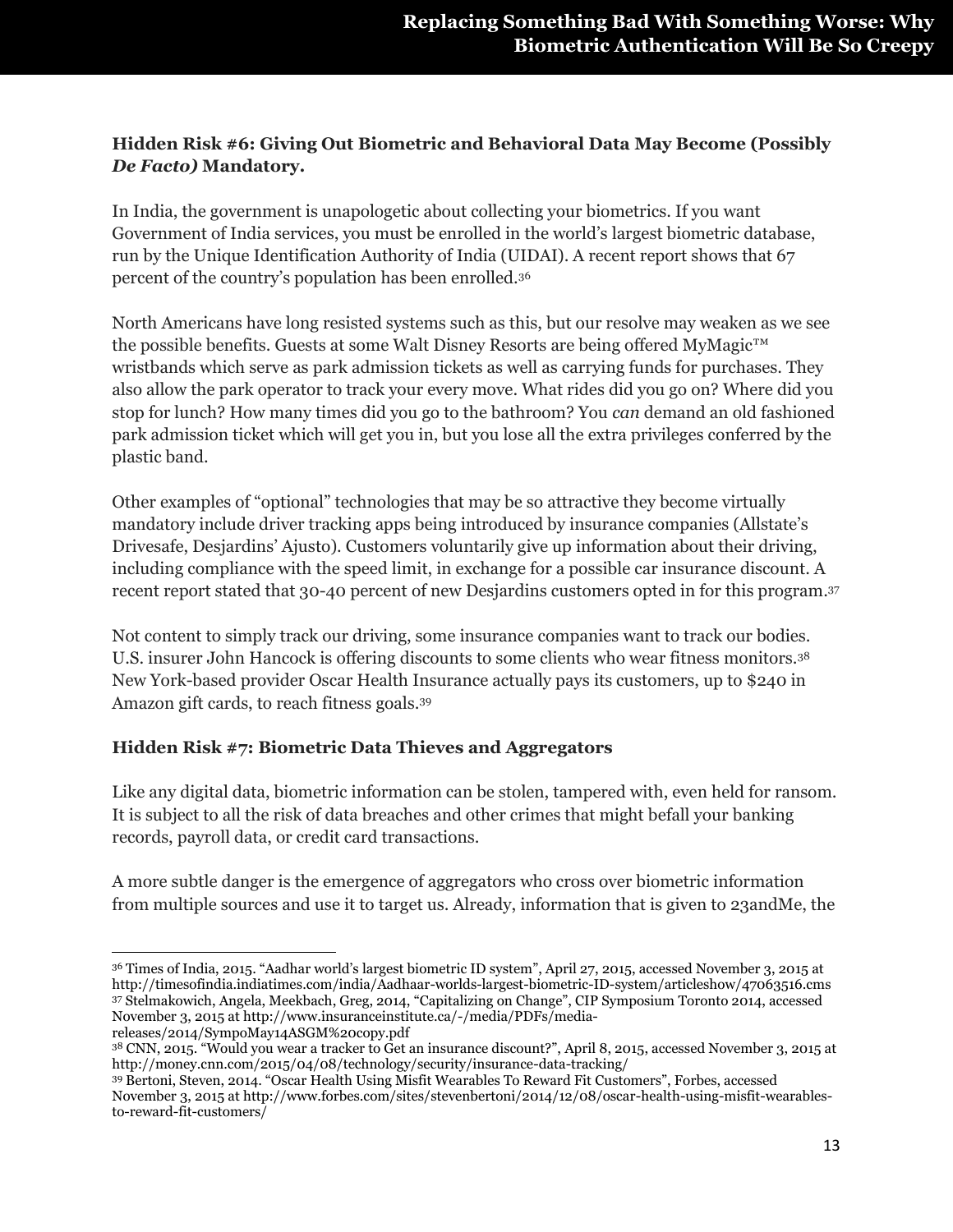### Hidden Risk #6: Giving Out Biometric and Behavioral Data May Become (Possibly *De Facto)* Mandatory.

In India, the government is unapologetic about collecting your biometrics. If you want Government of India services, you must be enrolled in the world's largest biometric database, run by the Unique Identification Authority of India (UIDAI). A recent report shows that 67 percent of the country's population has been enrolled.[36]

North Americans have long resisted systems such as this, but our resolve may weaken as we see the possible benefits. Guests at some Walt Disney Resorts are being offered MyMagic™ wristbands which serve as park admission tickets as well as carrying funds for purchases. They also allow the park operator to track your every move. What rides did you go on? Where did you stop for lunch? How many times did you go to the bathroom? You *can* demand an old fashioned park admission ticket which will get you in, but you lose all the extra privileges conferred by the plastic band.

Other examples of "optional" technologies that may be so attractive they become virtually mandatory include driver tracking apps being introduced by insurance companies (Allstate's Drivesafe, Desjardins' Ajusto). Customers voluntarily give up information about their driving, including compliance with the speed limit, in exchange for a possible car insurance discount. A recent report stated that 30-40 percent of new Desjardins customers opted in for this program.[37]

Not content to simply track our driving, some insurance companies want to track our bodies. U.S. insurer John Hancock is offering discounts to some clients who wear fitness monitors.[38] New York-based provider Oscar Health Insurance actually pays its customers, up to $240 in Amazon gift cards, to reach fitness goals.[39]

### Hidden Risk #7: Biometric Data Thieves and Aggregators

Like any digital data, biometric information can be stolen, tampered with, even held for ransom. It is subject to all the risk of data breaches and other crimes that might befall your banking records, payroll data, or credit card transactions.

A more subtle danger is the emergence of aggregators who cross over biometric information from multiple sources and use it to target us. Already, information that is given to 23andMe, the

---

[36] Times of India, 2015. "Aadhar world's largest biometric ID system", April 27, 2015, accessed November 3, 2015 at http://timesofindia.indiatimes.com/india/Aadhaar-worlds-largest-biometric-ID-system/articleshow/47063516.cms

[37] Stelmakowich, Angela, Meekbach, Greg, 2014, "Capitalizing on Change", CIP Symposium Toronto 2014, accessed November 3, 2015 at http://www.insuranceinstitute.ca/-/media/PDFs/media-releases/2014/SympoMay14ASGM%20copy.pdf

[38] CNN, 2015. "Would you wear a tracker to Get an insurance discount?", April 8, 2015, accessed November 3, 2015 at http://money.cnn.com/2015/04/08/technology/security/insurance-data-tracking/

[39] Bertoni, Steven, 2014. "Oscar Health Using Misfit Wearables To Reward Fit Customers", Forbes, accessed November 3, 2015 at http://www.forbes.com/sites/stevenbertoni/2014/12/08/oscar-health-using-misfit-wearables-to-reward-fit-customers/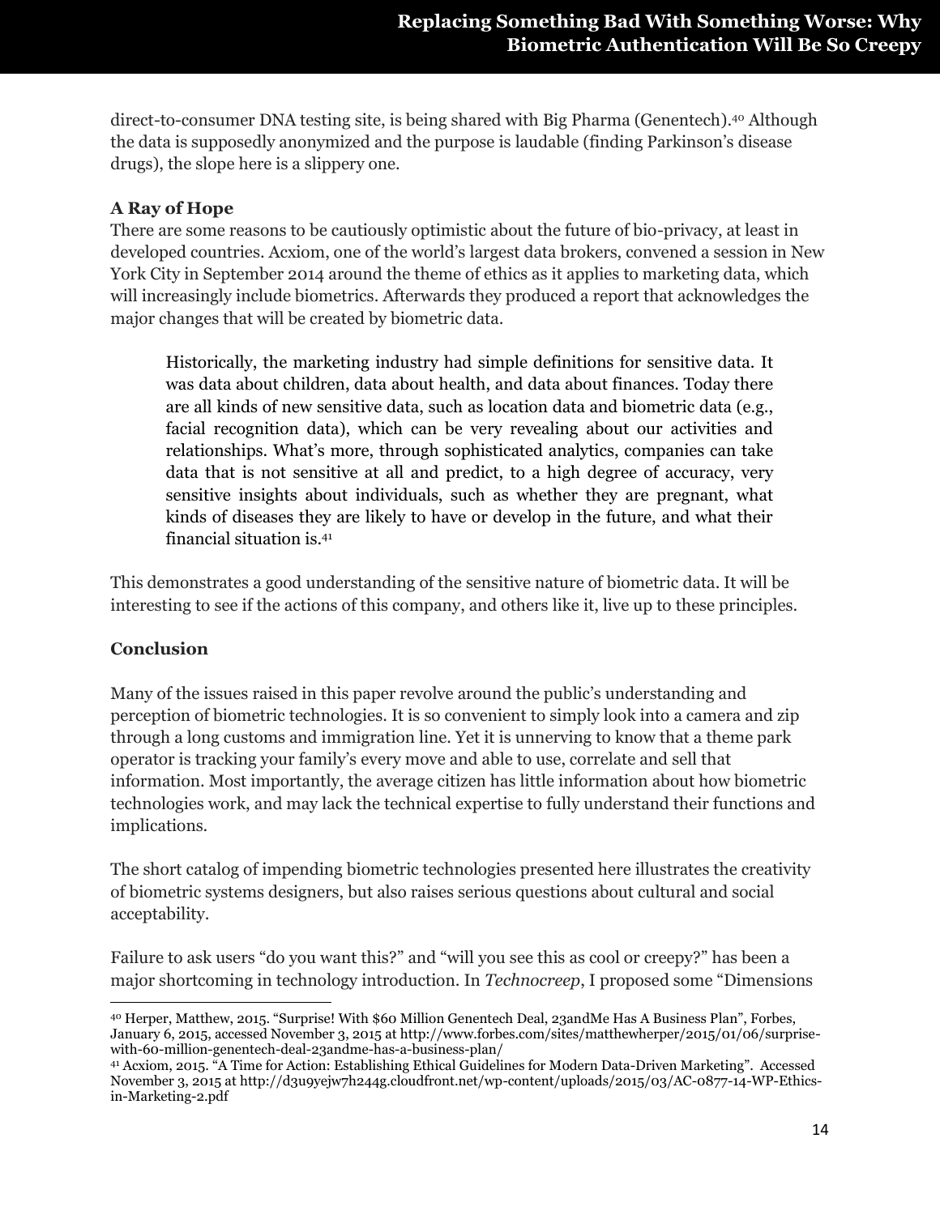direct-to-consumer DNA testing site, is being shared with Big Pharma (Genentech).[40] Although the data is supposedly anonymized and the purpose is laudable (finding Parkinson's disease drugs), the slope here is a slippery one.

**A Ray of Hope**

There are some reasons to be cautiously optimistic about the future of bio-privacy, at least in developed countries. Acxiom, one of the world's largest data brokers, convened a session in New York City in September 2014 around the theme of ethics as it applies to marketing data, which will increasingly include biometrics. Afterwards they produced a report that acknowledges the major changes that will be created by biometric data.

> Historically, the marketing industry had simple definitions for sensitive data. It was data about children, data about health, and data about finances. Today there are all kinds of new sensitive data, such as location data and biometric data (e.g., facial recognition data), which can be very revealing about our activities and relationships. What's more, through sophisticated analytics, companies can take data that is not sensitive at all and predict, to a high degree of accuracy, very sensitive insights about individuals, such as whether they are pregnant, what kinds of diseases they are likely to have or develop in the future, and what their financial situation is.[41]

This demonstrates a good understanding of the sensitive nature of biometric data. It will be interesting to see if the actions of this company, and others like it, live up to these principles.

**Conclusion**

Many of the issues raised in this paper revolve around the public's understanding and perception of biometric technologies. It is so convenient to simply look into a camera and zip through a long customs and immigration line. Yet it is unnerving to know that a theme park operator is tracking your family's every move and able to use, correlate and sell that information. Most importantly, the average citizen has little information about how biometric technologies work, and may lack the technical expertise to fully understand their functions and implications.

The short catalog of impending biometric technologies presented here illustrates the creativity of biometric systems designers, but also raises serious questions about cultural and social acceptability.

Failure to ask users "do you want this?" and "will you see this as cool or creepy?" has been a major shortcoming in technology introduction. In *Technocreep*, I proposed some "Dimensions

---

[40] Herper, Matthew, 2015. "Surprise! With $60 Million Genentech Deal, 23andMe Has A Business Plan", Forbes, January 6, 2015, accessed November 3, 2015 at http://www.forbes.com/sites/matthewherper/2015/01/06/surprise-with-60-million-genentech-deal-23andme-has-a-business-plan/

[41] Acxiom, 2015. "A Time for Action: Establishing Ethical Guidelines for Modern Data-Driven Marketing". Accessed November 3, 2015 at http://d3u9yejw7h244g.cloudfront.net/wp-content/uploads/2015/03/AC-0877-14-WP-Ethics-in-Marketing-2.pdf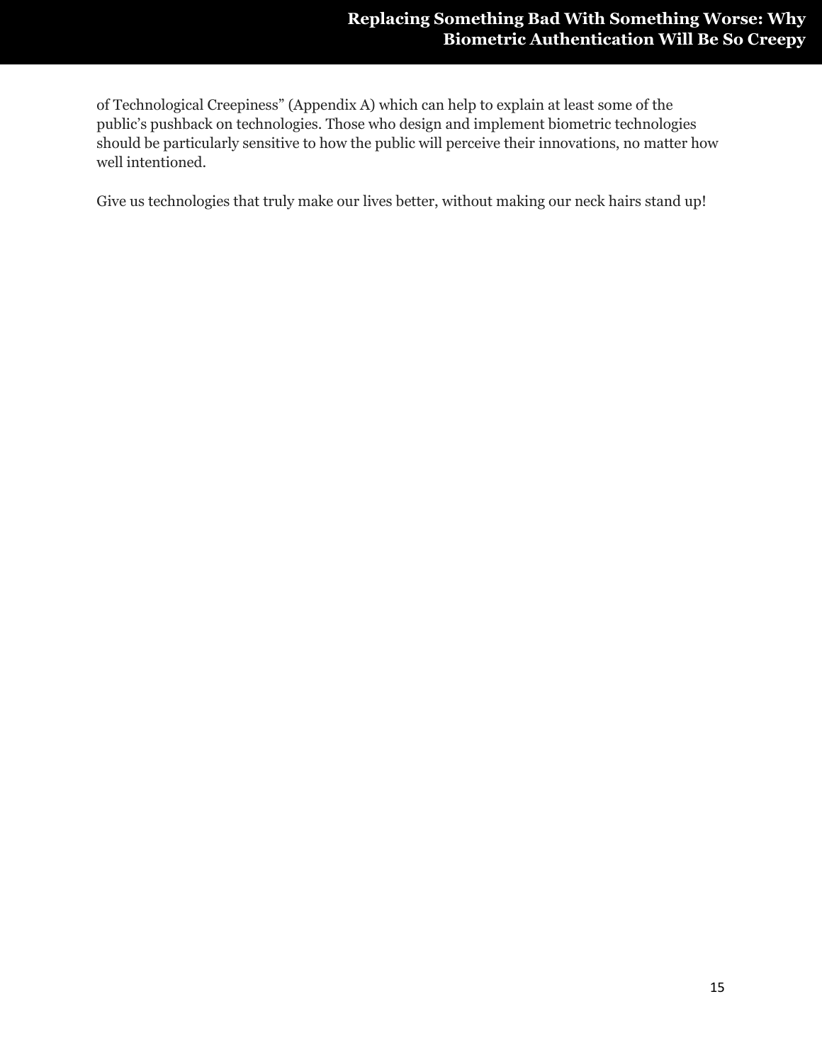of Technological Creepiness" (Appendix A) which can help to explain at least some of the public's pushback on technologies. Those who design and implement biometric technologies should be particularly sensitive to how the public will perceive their innovations, no matter how well intentioned.

Give us technologies that truly make our lives better, without making our neck hairs stand up!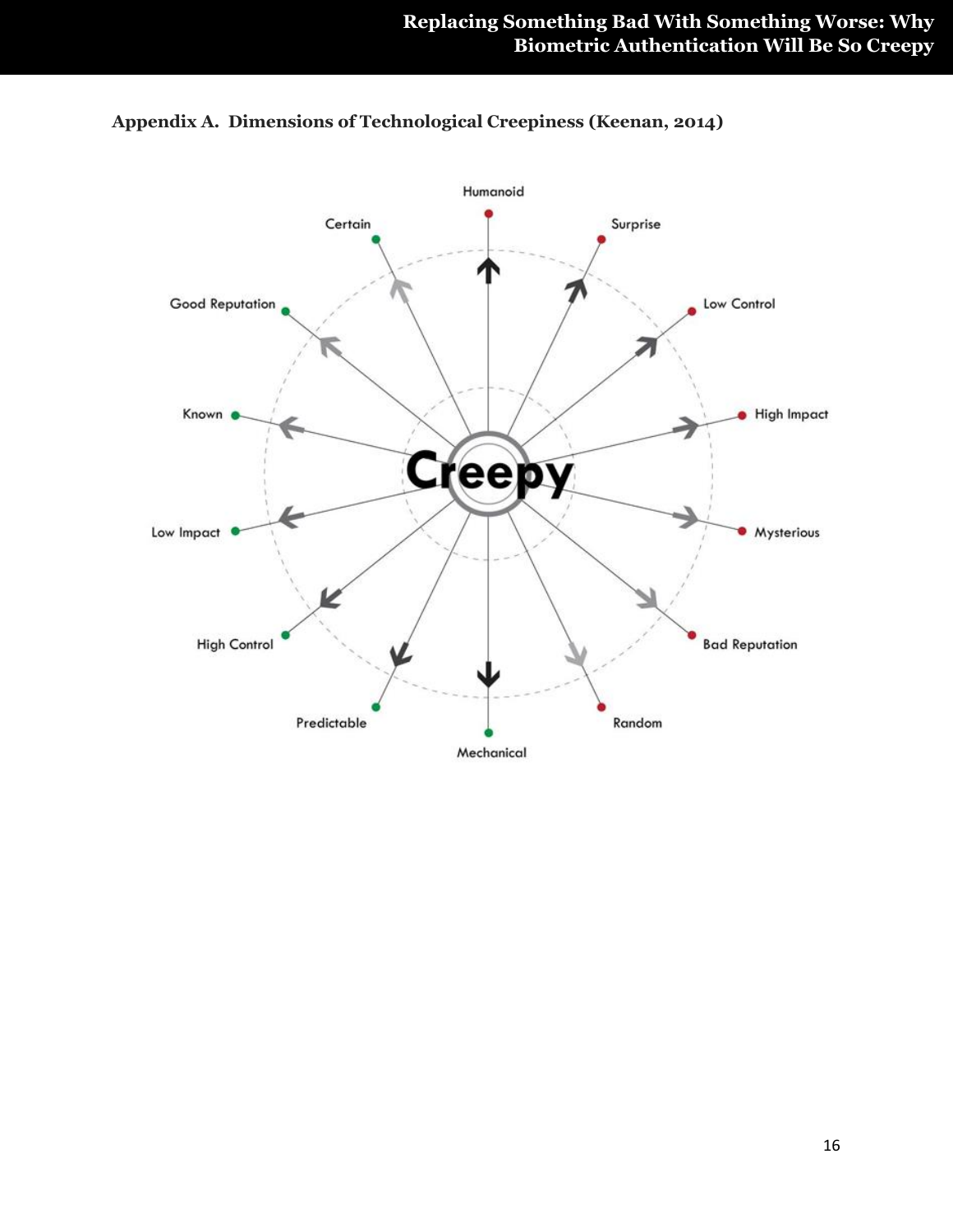**Appendix A. Dimensions of Technological Creepiness (Keenan, 2014)**

Creepy

Humanoid

Surprise

Low Control

High Impact

Mysterious

Bad Reputation

Random

Mechanical

Predictable

High Control

Low Impact

Known

Good Reputation

Certain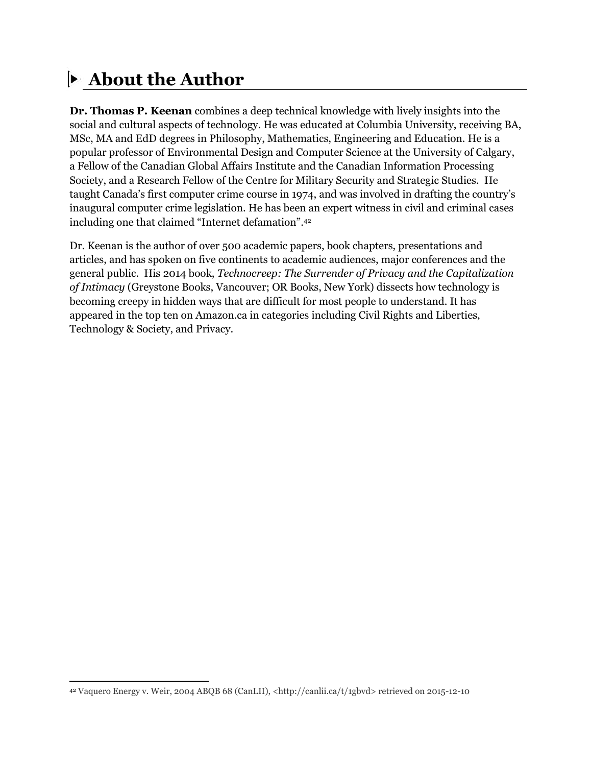# About the Author

**Dr. Thomas P. Keenan** combines a deep technical knowledge with lively insights into the social and cultural aspects of technology. He was educated at Columbia University, receiving BA, MSc, MA and EdD degrees in Philosophy, Mathematics, Engineering and Education. He is a popular professor of Environmental Design and Computer Science at the University of Calgary, a Fellow of the Canadian Global Affairs Institute and the Canadian Information Processing Society, and a Research Fellow of the Centre for Military Security and Strategic Studies. He taught Canada's first computer crime course in 1974, and was involved in drafting the country's inaugural computer crime legislation. He has been an expert witness in civil and criminal cases including one that claimed "Internet defamation".[42]

Dr. Keenan is the author of over 500 academic papers, book chapters, presentations and articles, and has spoken on five continents to academic audiences, major conferences and the general public. His 2014 book, *Technocreep: The Surrender of Privacy and the Capitalization of Intimacy* (Greystone Books, Vancouver; OR Books, New York) dissects how technology is becoming creepy in hidden ways that are difficult for most people to understand. It has appeared in the top ten on Amazon.ca in categories including Civil Rights and Liberties, Technology & Society, and Privacy.

---

[42] Vaquero Energy v. Weir, 2004 ABQB 68 (CanLII), <http://canlii.ca/t/1gbvd> retrieved on 2015-12-10